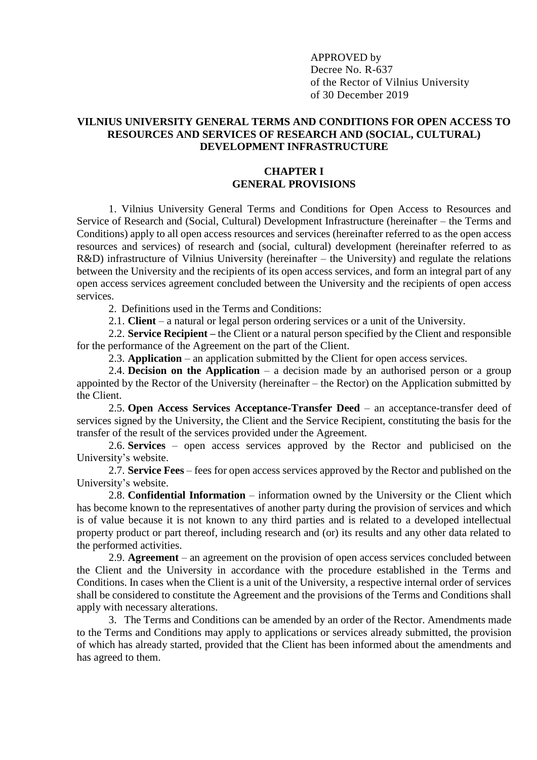APPROVED by
Decree No. R-637
of the Rector of Vilnius University
of 30 December 2019

# VILNIUS UNIVERSITY GENERAL TERMS AND CONDITIONS FOR OPEN ACCESS TO RESOURCES AND SERVICES OF RESEARCH AND (SOCIAL, CULTURAL) DEVELOPMENT INFRASTRUCTURE

## CHAPTER I
## GENERAL PROVISIONS

1. Vilnius University General Terms and Conditions for Open Access to Resources and Service of Research and (Social, Cultural) Development Infrastructure (hereinafter – the Terms and Conditions) apply to all open access resources and services (hereinafter referred to as the open access resources and services) of research and (social, cultural) development (hereinafter referred to as R&D) infrastructure of Vilnius University (hereinafter – the University) and regulate the relations between the University and the recipients of its open access services, and form an integral part of any open access services agreement concluded between the University and the recipients of open access services.

2. Definitions used in the Terms and Conditions:

2.1. **Client** – a natural or legal person ordering services or a unit of the University.

2.2. **Service Recipient –** the Client or a natural person specified by the Client and responsible for the performance of the Agreement on the part of the Client.

2.3. **Application** – an application submitted by the Client for open access services.

2.4. **Decision on the Application** – a decision made by an authorised person or a group appointed by the Rector of the University (hereinafter – the Rector) on the Application submitted by the Client.

2.5. **Open Access Services Acceptance-Transfer Deed** – an acceptance-transfer deed of services signed by the University, the Client and the Service Recipient, constituting the basis for the transfer of the result of the services provided under the Agreement.

2.6. **Services** – open access services approved by the Rector and publicised on the University's website.

2.7. **Service Fees** – fees for open access services approved by the Rector and published on the University's website.

2.8. **Confidential Information** – information owned by the University or the Client which has become known to the representatives of another party during the provision of services and which is of value because it is not known to any third parties and is related to a developed intellectual property product or part thereof, including research and (or) its results and any other data related to the performed activities.

2.9. **Agreement** – an agreement on the provision of open access services concluded between the Client and the University in accordance with the procedure established in the Terms and Conditions. In cases when the Client is a unit of the University, a respective internal order of services shall be considered to constitute the Agreement and the provisions of the Terms and Conditions shall apply with necessary alterations.

3. The Terms and Conditions can be amended by an order of the Rector. Amendments made to the Terms and Conditions may apply to applications or services already submitted, the provision of which has already started, provided that the Client has been informed about the amendments and has agreed to them.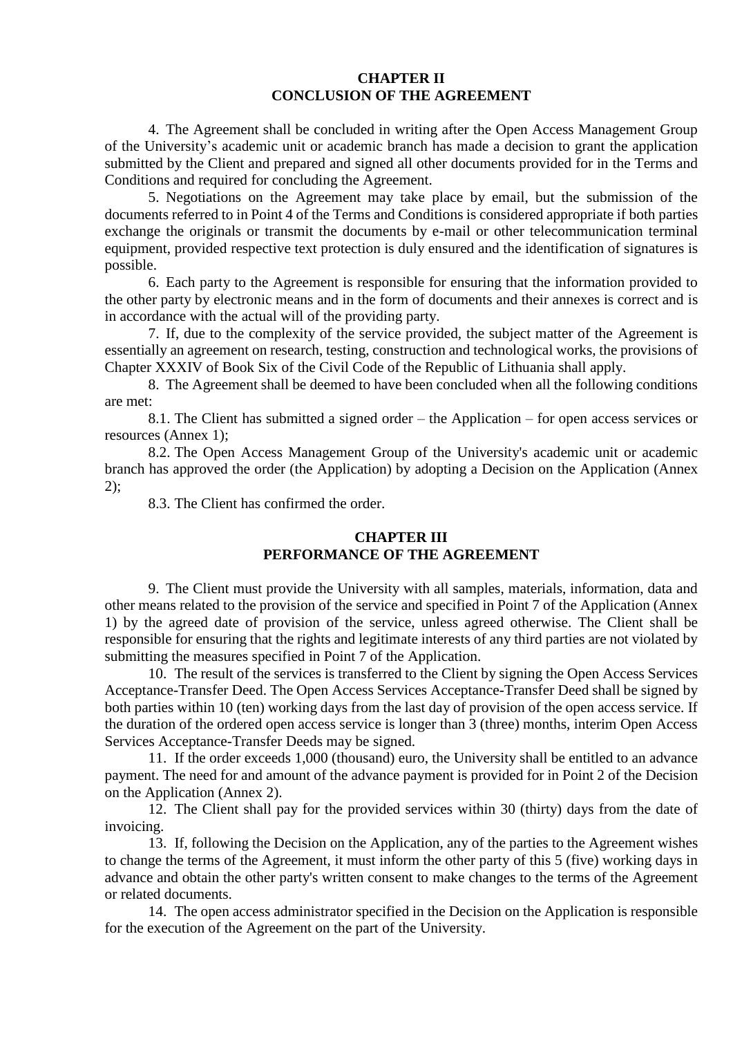## CHAPTER II
## CONCLUSION OF THE AGREEMENT

4. The Agreement shall be concluded in writing after the Open Access Management Group of the University's academic unit or academic branch has made a decision to grant the application submitted by the Client and prepared and signed all other documents provided for in the Terms and Conditions and required for concluding the Agreement.

5. Negotiations on the Agreement may take place by email, but the submission of the documents referred to in Point 4 of the Terms and Conditions is considered appropriate if both parties exchange the originals or transmit the documents by e-mail or other telecommunication terminal equipment, provided respective text protection is duly ensured and the identification of signatures is possible.

6. Each party to the Agreement is responsible for ensuring that the information provided to the other party by electronic means and in the form of documents and their annexes is correct and is in accordance with the actual will of the providing party.

7. If, due to the complexity of the service provided, the subject matter of the Agreement is essentially an agreement on research, testing, construction and technological works, the provisions of Chapter XXXIV of Book Six of the Civil Code of the Republic of Lithuania shall apply.

8. The Agreement shall be deemed to have been concluded when all the following conditions are met:

8.1. The Client has submitted a signed order – the Application – for open access services or resources (Annex 1);

8.2. The Open Access Management Group of the University's academic unit or academic branch has approved the order (the Application) by adopting a Decision on the Application (Annex 2);

8.3. The Client has confirmed the order.

## CHAPTER III
## PERFORMANCE OF THE AGREEMENT

9. The Client must provide the University with all samples, materials, information, data and other means related to the provision of the service and specified in Point 7 of the Application (Annex 1) by the agreed date of provision of the service, unless agreed otherwise. The Client shall be responsible for ensuring that the rights and legitimate interests of any third parties are not violated by submitting the measures specified in Point 7 of the Application.

10. The result of the services is transferred to the Client by signing the Open Access Services Acceptance-Transfer Deed. The Open Access Services Acceptance-Transfer Deed shall be signed by both parties within 10 (ten) working days from the last day of provision of the open access service. If the duration of the ordered open access service is longer than 3 (three) months, interim Open Access Services Acceptance-Transfer Deeds may be signed.

11. If the order exceeds 1,000 (thousand) euro, the University shall be entitled to an advance payment. The need for and amount of the advance payment is provided for in Point 2 of the Decision on the Application (Annex 2).

12. The Client shall pay for the provided services within 30 (thirty) days from the date of invoicing.

13. If, following the Decision on the Application, any of the parties to the Agreement wishes to change the terms of the Agreement, it must inform the other party of this 5 (five) working days in advance and obtain the other party's written consent to make changes to the terms of the Agreement or related documents.

14. The open access administrator specified in the Decision on the Application is responsible for the execution of the Agreement on the part of the University.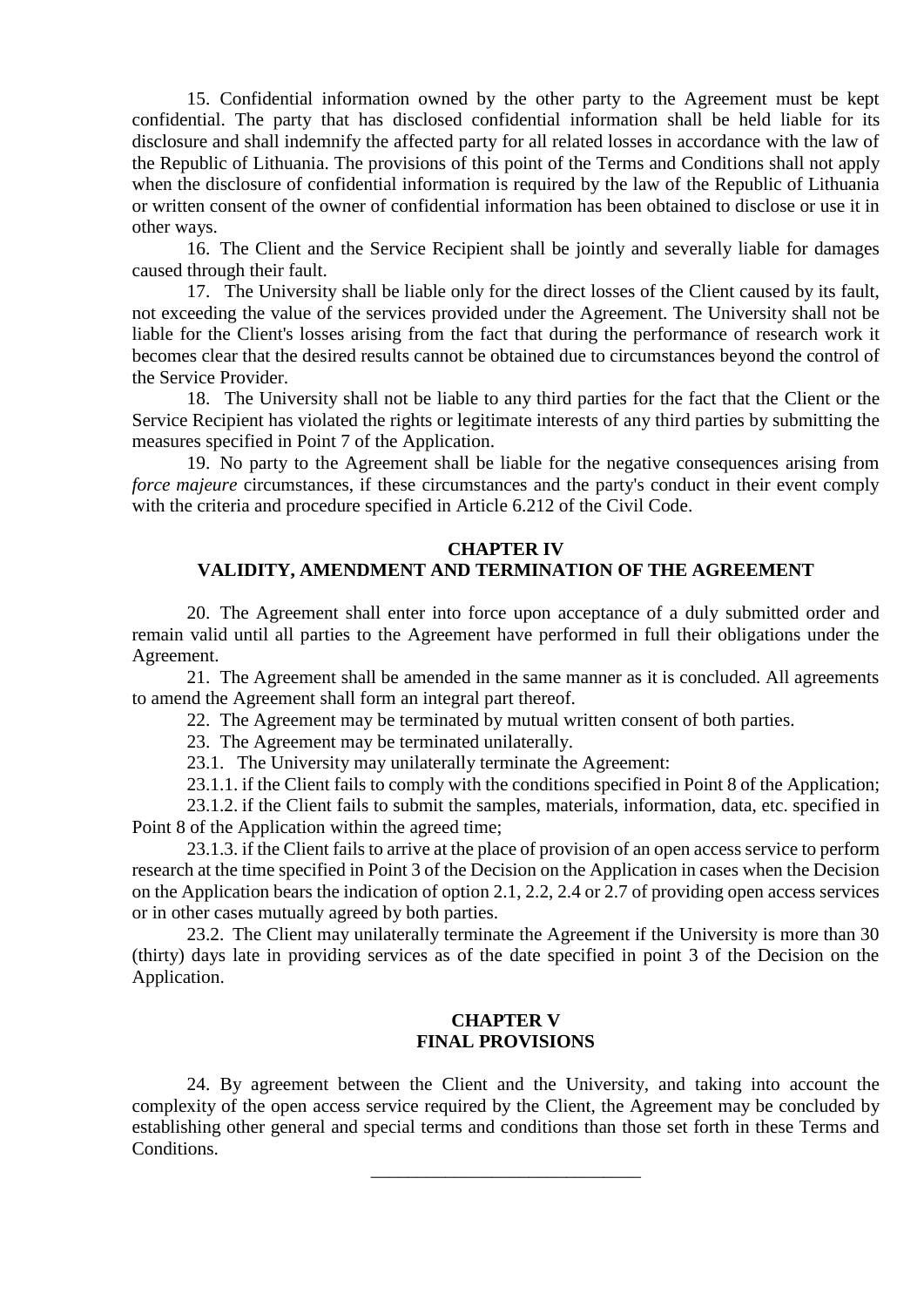15. Confidential information owned by the other party to the Agreement must be kept confidential. The party that has disclosed confidential information shall be held liable for its disclosure and shall indemnify the affected party for all related losses in accordance with the law of the Republic of Lithuania. The provisions of this point of the Terms and Conditions shall not apply when the disclosure of confidential information is required by the law of the Republic of Lithuania or written consent of the owner of confidential information has been obtained to disclose or use it in other ways.

16. The Client and the Service Recipient shall be jointly and severally liable for damages caused through their fault.

17. The University shall be liable only for the direct losses of the Client caused by its fault, not exceeding the value of the services provided under the Agreement. The University shall not be liable for the Client's losses arising from the fact that during the performance of research work it becomes clear that the desired results cannot be obtained due to circumstances beyond the control of the Service Provider.

18. The University shall not be liable to any third parties for the fact that the Client or the Service Recipient has violated the rights or legitimate interests of any third parties by submitting the measures specified in Point 7 of the Application.

19. No party to the Agreement shall be liable for the negative consequences arising from *force majeure* circumstances, if these circumstances and the party's conduct in their event comply with the criteria and procedure specified in Article 6.212 of the Civil Code.

## CHAPTER IV
## VALIDITY, AMENDMENT AND TERMINATION OF THE AGREEMENT

20. The Agreement shall enter into force upon acceptance of a duly submitted order and remain valid until all parties to the Agreement have performed in full their obligations under the Agreement.

21. The Agreement shall be amended in the same manner as it is concluded. All agreements to amend the Agreement shall form an integral part thereof.

22. The Agreement may be terminated by mutual written consent of both parties.

23. The Agreement may be terminated unilaterally.

23.1. The University may unilaterally terminate the Agreement:

23.1.1. if the Client fails to comply with the conditions specified in Point 8 of the Application;

23.1.2. if the Client fails to submit the samples, materials, information, data, etc. specified in Point 8 of the Application within the agreed time;

23.1.3. if the Client fails to arrive at the place of provision of an open access service to perform research at the time specified in Point 3 of the Decision on the Application in cases when the Decision on the Application bears the indication of option 2.1, 2.2, 2.4 or 2.7 of providing open access services or in other cases mutually agreed by both parties.

23.2. The Client may unilaterally terminate the Agreement if the University is more than 30 (thirty) days late in providing services as of the date specified in point 3 of the Decision on the Application.

## CHAPTER V
## FINAL PROVISIONS

24. By agreement between the Client and the University, and taking into account the complexity of the open access service required by the Client, the Agreement may be concluded by establishing other general and special terms and conditions than those set forth in these Terms and Conditions.

______________________________